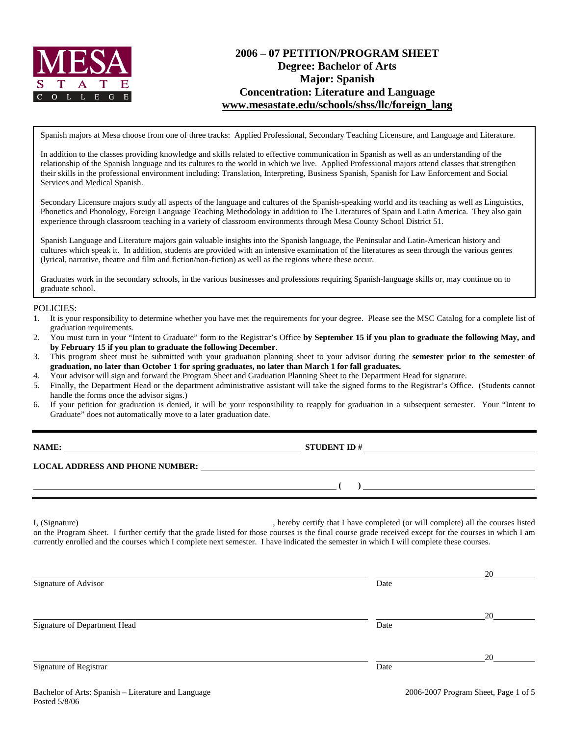MESA STATE COLLEGE

# 2006 – 07 PETITION/PROGRAM SHEET
## Degree: Bachelor of Arts
## Major: Spanish
## Concentration: Literature and Language
## www.mesastate.edu/schools/shss/llc/foreign_lang

Spanish majors at Mesa choose from one of three tracks: Applied Professional, Secondary Teaching Licensure, and Language and Literature.

In addition to the classes providing knowledge and skills related to effective communication in Spanish as well as an understanding of the relationship of the Spanish language and its cultures to the world in which we live. Applied Professional majors attend classes that strengthen their skills in the professional environment including: Translation, Interpreting, Business Spanish, Spanish for Law Enforcement and Social Services and Medical Spanish.

Secondary Licensure majors study all aspects of the language and cultures of the Spanish-speaking world and its teaching as well as Linguistics, Phonetics and Phonology, Foreign Language Teaching Methodology in addition to The Literatures of Spain and Latin America. They also gain experience through classroom teaching in a variety of classroom environments through Mesa County School District 51.

Spanish Language and Literature majors gain valuable insights into the Spanish language, the Peninsular and Latin-American history and cultures which speak it. In addition, students are provided with an intensive examination of the literatures as seen through the various genres (lyrical, narrative, theatre and film and fiction/non-fiction) as well as the regions where these occur.

Graduates work in the secondary schools, in the various businesses and professions requiring Spanish-language skills or, may continue on to graduate school.

POLICIES:

1. It is your responsibility to determine whether you have met the requirements for your degree. Please see the MSC Catalog for a complete list of graduation requirements.
2. You must turn in your "Intent to Graduate" form to the Registrar's Office **by September 15 if you plan to graduate the following May, and by February 15 if you plan to graduate the following December**.
3. This program sheet must be submitted with your graduation planning sheet to your advisor during the **semester prior to the semester of graduation, no later than October 1 for spring graduates, no later than March 1 for fall graduates.**
4. Your advisor will sign and forward the Program Sheet and Graduation Planning Sheet to the Department Head for signature.
5. Finally, the Department Head or the department administrative assistant will take the signed forms to the Registrar's Office. (Students cannot handle the forms once the advisor signs.)
6. If your petition for graduation is denied, it will be your responsibility to reapply for graduation in a subsequent semester. Your "Intent to Graduate" does not automatically move to a later graduation date.

**NAME:** ______________________________ **STUDENT ID #** ______________________________

**LOCAL ADDRESS AND PHONE NUMBER:** ______________________________

______________________________ **( )** ______________________________

I, (Signature)______________________________, hereby certify that I have completed (or will complete) all the courses listed on the Program Sheet. I further certify that the grade listed for those courses is the final course grade received except for the courses in which I am currently enrolled and the courses which I complete next semester. I have indicated the semester in which I will complete these courses.

______________________________ ______________________ 20______
Signature of Advisor Date

______________________________ ______________________ 20______
Signature of Department Head Date

______________________________ ______________________ 20______
Signature of Registrar Date

Bachelor of Arts: Spanish – Literature and Language
Posted 5/8/06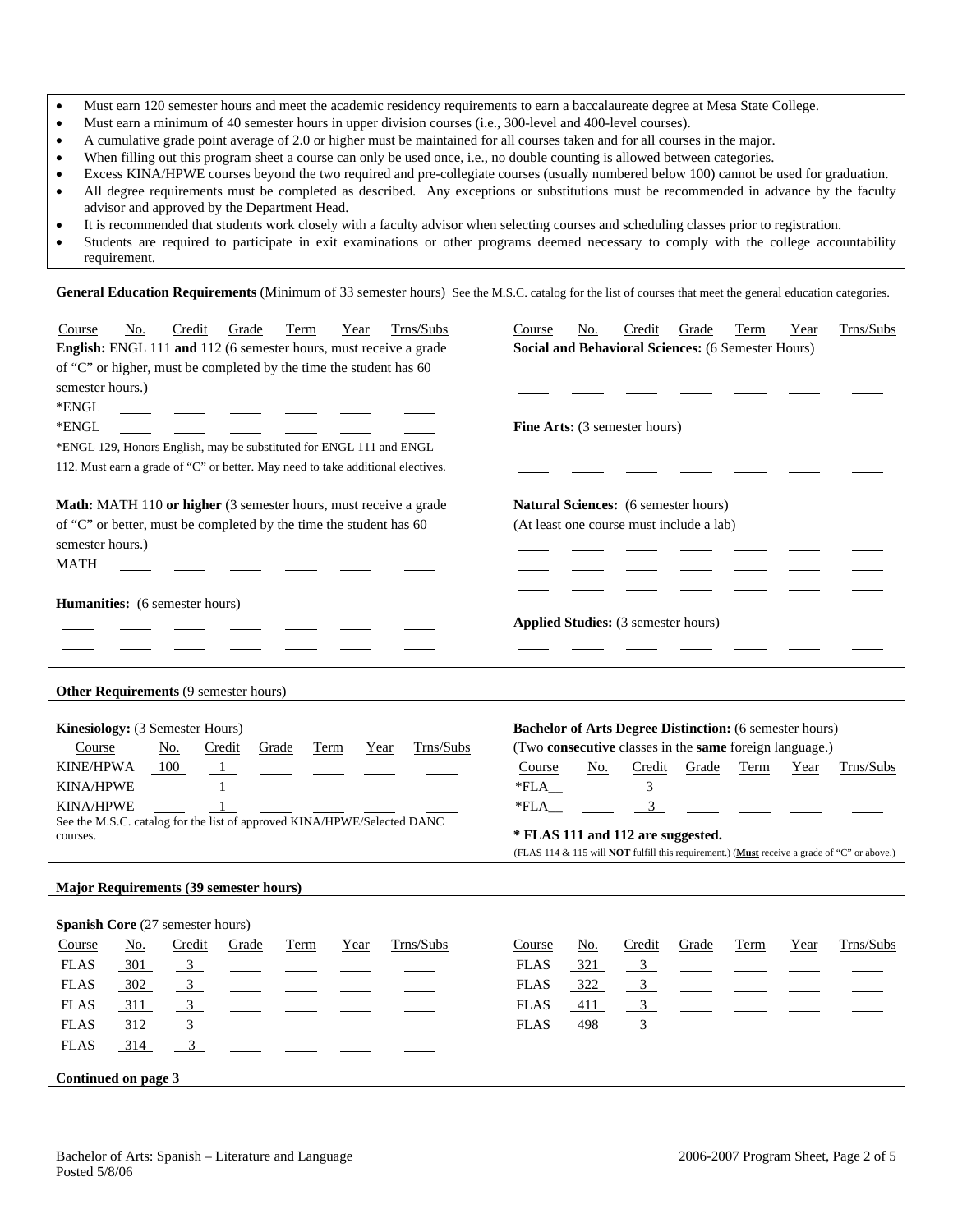- Must earn 120 semester hours and meet the academic residency requirements to earn a baccalaureate degree at Mesa State College.
- Must earn a minimum of 40 semester hours in upper division courses (i.e., 300-level and 400-level courses).
- A cumulative grade point average of 2.0 or higher must be maintained for all courses taken and for all courses in the major.
- When filling out this program sheet a course can only be used once, i.e., no double counting is allowed between categories.
- Excess KINA/HPWE courses beyond the two required and pre-collegiate courses (usually numbered below 100) cannot be used for graduation.
- All degree requirements must be completed as described. Any exceptions or substitutions must be recommended in advance by the faculty advisor and approved by the Department Head.
- It is recommended that students work closely with a faculty advisor when selecting courses and scheduling classes prior to registration.
- Students are required to participate in exit examinations or other programs deemed necessary to comply with the college accountability requirement.

**General Education Requirements** (Minimum of 33 semester hours) See the M.S.C. catalog for the list of courses that meet the general education categories.

**English:** ENGL 111 **and** 112 (6 semester hours, must receive a grade of "C" or higher, must be completed by the time the student has 60 semester hours.)

| Course | No. | Credit | Grade | Term | Year | Trns/Subs |
|---|---|---|---|---|---|---|
| *ENGL | | | | | | |
| *ENGL | | | | | | |

*ENGL 129, Honors English, may be substituted for ENGL 111 and ENGL 112. Must earn a grade of "C" or better. May need to take additional electives.

**Math:** MATH 110 **or higher** (3 semester hours, must receive a grade of "C" or better, must be completed by the time the student has 60 semester hours.)

| Course | No. | Credit | Grade | Term | Year | Trns/Subs |
|---|---|---|---|---|---|---|
| MATH | | | | | | |

**Humanities:** (6 semester hours)

| Course | No. | Credit | Grade | Term | Year | Trns/Subs |
|---|---|---|---|---|---|---|
| | | | | | | |
| | | | | | | |

**Social and Behavioral Sciences:** (6 Semester Hours)

| Course | No. | Credit | Grade | Term | Year | Trns/Subs |
|---|---|---|---|---|---|---|
| | | | | | | |
| | | | | | | |

**Fine Arts:** (3 semester hours)

| Course | No. | Credit | Grade | Term | Year | Trns/Subs |
|---|---|---|---|---|---|---|
| | | | | | | |
| | | | | | | |

**Natural Sciences:** (6 semester hours)
(At least one course must include a lab)

| Course | No. | Credit | Grade | Term | Year | Trns/Subs |
|---|---|---|---|---|---|---|
| | | | | | | |
| | | | | | | |
| | | | | | | |

**Applied Studies:** (3 semester hours)

| Course | No. | Credit | Grade | Term | Year | Trns/Subs |
|---|---|---|---|---|---|---|
| | | | | | | |

**Other Requirements** (9 semester hours)

**Kinesiology:** (3 Semester Hours)

| Course | No. | Credit | Grade | Term | Year | Trns/Subs |
|---|---|---|---|---|---|---|
| KINE/HPWA | 100 | 1 | | | | |
| KINA/HPWE | | 1 | | | | |
| KINA/HPWE | | 1 | | | | |

See the M.S.C. catalog for the list of approved KINA/HPWE/Selected DANC courses.

**Bachelor of Arts Degree Distinction:** (6 semester hours)
(Two **consecutive** classes in the **same** foreign language.)

| Course | No. | Credit | Grade | Term | Year | Trns/Subs |
|---|---|---|---|---|---|---|
| *FLA__ | | 3 | | | | |
| *FLA__ | | 3 | | | | |

**\* FLAS 111 and 112 are suggested.**
(FLAS 114 & 115 will **NOT** fulfill this requirement.) (**Must** receive a grade of "C" or above.)

**Major Requirements (39 semester hours)**

**Spanish Core** (27 semester hours)

| Course | No. | Credit | Grade | Term | Year | Trns/Subs |
|---|---|---|---|---|---|---|
| FLAS | 301 | 3 | | | | |
| FLAS | 302 | 3 | | | | |
| FLAS | 311 | 3 | | | | |
| FLAS | 312 | 3 | | | | |
| FLAS | 314 | 3 | | | | |
| FLAS | 321 | 3 | | | | |
| FLAS | 322 | 3 | | | | |
| FLAS | 411 | 3 | | | | |
| FLAS | 498 | 3 | | | | |

**Continued on page 3**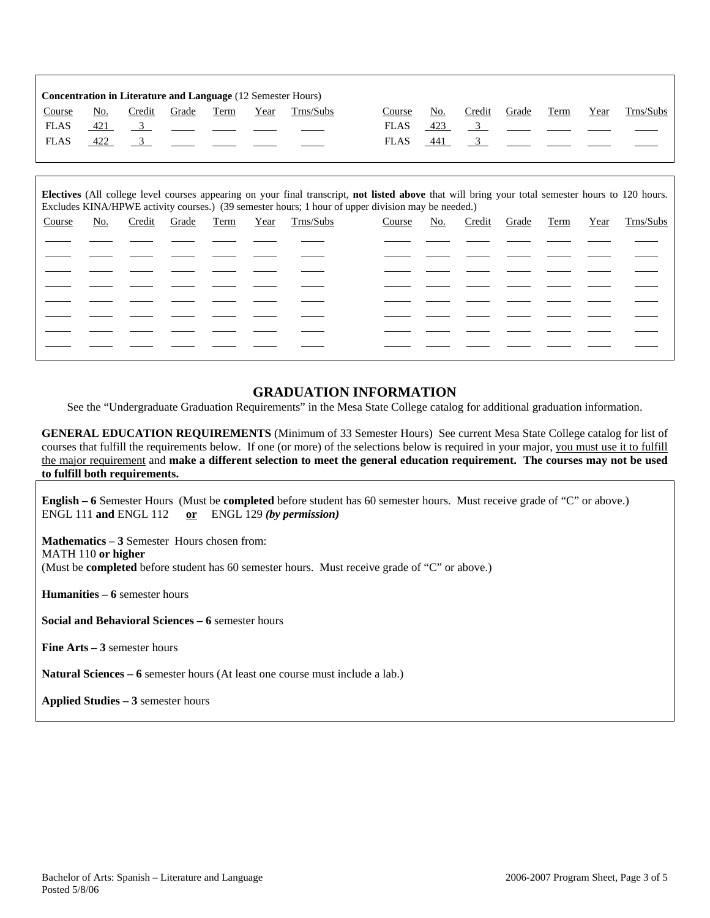**Concentration in Literature and Language** (12 Semester Hours)

| Course | No. | Credit | Grade | Term | Year | Trns/Subs | Course | No. | Credit | Grade | Term | Year | Trns/Subs |
|---|---|---|---|---|---|---|---|---|---|---|---|---|---|
| FLAS | 421 | 3 | | | | | FLAS | 423 | 3 | | | | |
| FLAS | 422 | 3 | | | | | FLAS | 441 | 3 | | | | |

**Electives** (All college level courses appearing on your final transcript, **not listed above** that will bring your total semester hours to 120 hours. Excludes KINA/HPWE activity courses.) (39 semester hours; 1 hour of upper division may be needed.)

| Course | No. | Credit | Grade | Term | Year | Trns/Subs | Course | No. | Credit | Grade | Term | Year | Trns/Subs |
|---|---|---|---|---|---|---|---|---|---|---|---|---|---|
| | | | | | | | | | | | | | |
| | | | | | | | | | | | | | |
| | | | | | | | | | | | | | |
| | | | | | | | | | | | | | |
| | | | | | | | | | | | | | |
| | | | | | | | | | | | | | |
| | | | | | | | | | | | | | |
| | | | | | | | | | | | | | |

## GRADUATION INFORMATION

See the "Undergraduate Graduation Requirements" in the Mesa State College catalog for additional graduation information.

**GENERAL EDUCATION REQUIREMENTS** (Minimum of 33 Semester Hours) See current Mesa State College catalog for list of courses that fulfill the requirements below. If one (or more) of the selections below is required in your major, you must use it to fulfill the major requirement and **make a different selection to meet the general education requirement. The courses may not be used to fulfill both requirements.**

**English – 6** Semester Hours (Must be **completed** before student has 60 semester hours. Must receive grade of "C" or above.)
ENGL 111 **and** ENGL 112 **or** ENGL 129 ***(by permission)***

**Mathematics – 3** Semester Hours chosen from:
MATH 110 **or higher**
(Must be **completed** before student has 60 semester hours. Must receive grade of "C" or above.)

**Humanities – 6** semester hours

**Social and Behavioral Sciences – 6** semester hours

**Fine Arts – 3** semester hours

**Natural Sciences – 6** semester hours (At least one course must include a lab.)

**Applied Studies – 3** semester hours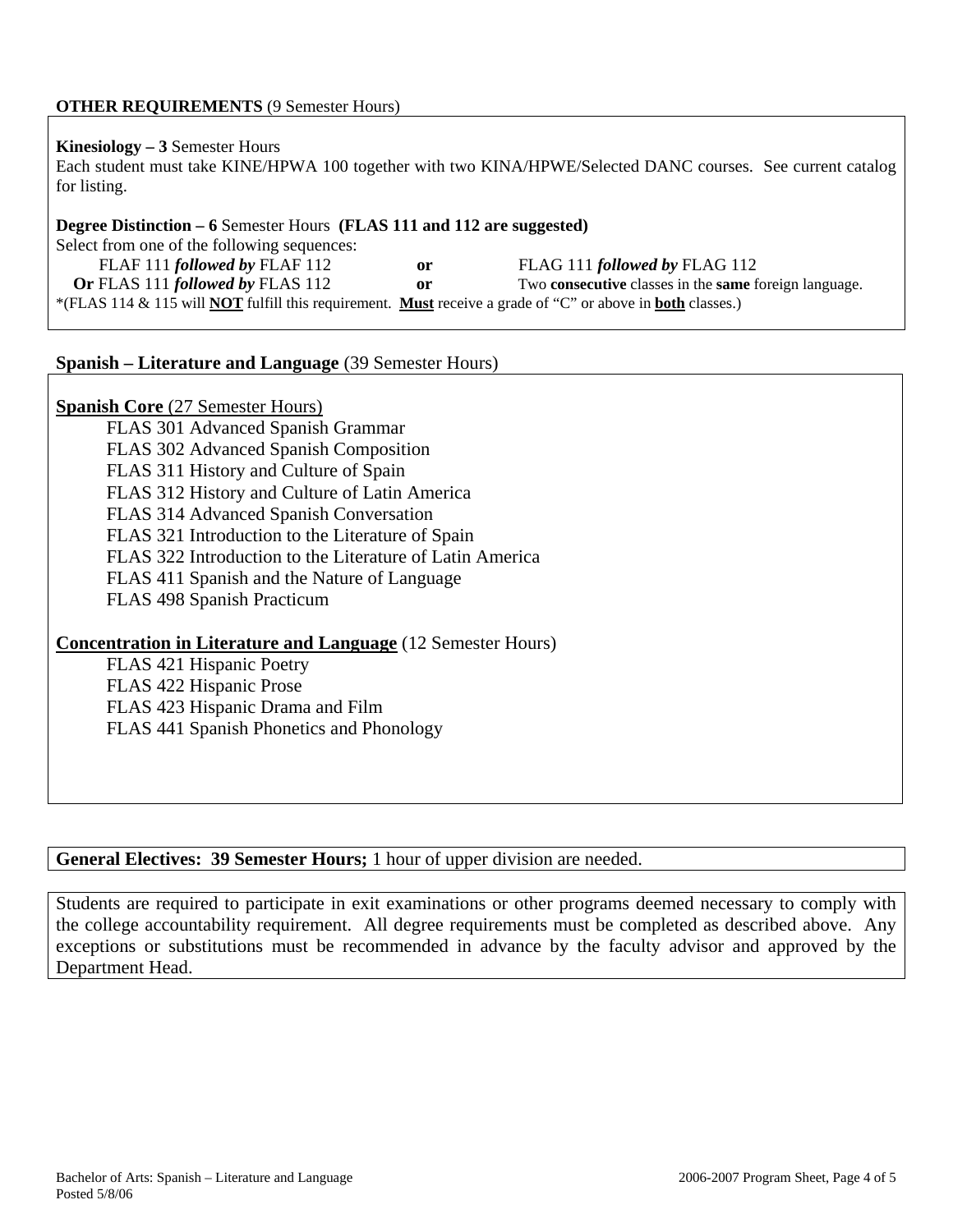**OTHER REQUIREMENTS** (9 Semester Hours)

**Kinesiology – 3** Semester Hours
Each student must take KINE/HPWA 100 together with two KINA/HPWE/Selected DANC courses. See current catalog for listing.

**Degree Distinction – 6** Semester Hours **(FLAS 111 and 112 are suggested)**
Select from one of the following sequences:

FLAF 111 ***followed by*** FLAF 112 **or** FLAG 111 ***followed by*** FLAG 112
**Or** FLAS 111 ***followed by*** FLAS 112 **or** Two **consecutive** classes in the **same** foreign language.

*(FLAS 114 & 115 will **NOT** fulfill this requirement. **Must** receive a grade of "C" or above in **both** classes.)

## Spanish – Literature and Language (39 Semester Hours)

**Spanish Core** (27 Semester Hours)

- FLAS 301 Advanced Spanish Grammar
- FLAS 302 Advanced Spanish Composition
- FLAS 311 History and Culture of Spain
- FLAS 312 History and Culture of Latin America
- FLAS 314 Advanced Spanish Conversation
- FLAS 321 Introduction to the Literature of Spain
- FLAS 322 Introduction to the Literature of Latin America
- FLAS 411 Spanish and the Nature of Language
- FLAS 498 Spanish Practicum

**Concentration in Literature and Language** (12 Semester Hours)

- FLAS 421 Hispanic Poetry
- FLAS 422 Hispanic Prose
- FLAS 423 Hispanic Drama and Film
- FLAS 441 Spanish Phonetics and Phonology

**General Electives: 39 Semester Hours;** 1 hour of upper division are needed.

Students are required to participate in exit examinations or other programs deemed necessary to comply with the college accountability requirement. All degree requirements must be completed as described above. Any exceptions or substitutions must be recommended in advance by the faculty advisor and approved by the Department Head.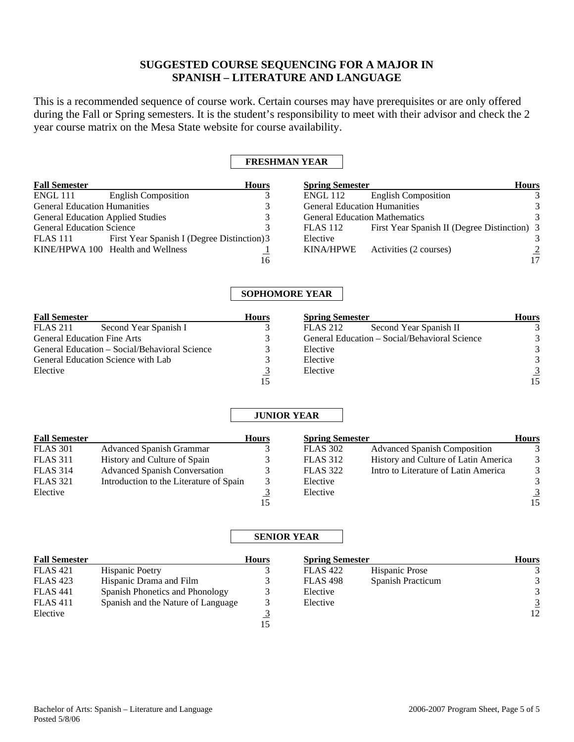# SUGGESTED COURSE SEQUENCING FOR A MAJOR IN SPANISH – LITERATURE AND LANGUAGE

This is a recommended sequence of course work. Certain courses may have prerequisites or are only offered during the Fall or Spring semesters. It is the student's responsibility to meet with their advisor and check the 2 year course matrix on the Mesa State website for course availability.

## FRESHMAN YEAR

| Fall Semester | | Hours |
|---|---|---|
| ENGL 111 | English Composition | 3 |
| General Education Humanities | | 3 |
| General Education Applied Studies | | 3 |
| General Education Science | | 3 |
| FLAS 111 | First Year Spanish I (Degree Distinction) | 3 |
| KINE/HPWA 100 | Health and Wellness | 1 |
| | | 16 |

| Spring Semester | | Hours |
|---|---|---|
| ENGL 112 | English Composition | 3 |
| General Education Humanities | | 3 |
| General Education Mathematics | | 3 |
| FLAS 112 | First Year Spanish II (Degree Distinction) | 3 |
| Elective | | 3 |
| KINA/HPWE | Activities (2 courses) | 2 |
| | | 17 |

## SOPHOMORE YEAR

| Fall Semester | | Hours |
|---|---|---|
| FLAS 211 | Second Year Spanish I | 3 |
| General Education Fine Arts | | 3 |
| General Education – Social/Behavioral Science | | 3 |
| General Education Science with Lab | | 3 |
| Elective | | 3 |
| | | 15 |

| Spring Semester | | Hours |
|---|---|---|
| FLAS 212 | Second Year Spanish II | 3 |
| General Education – Social/Behavioral Science | | 3 |
| Elective | | 3 |
| Elective | | 3 |
| Elective | | 3 |
| | | 15 |

## JUNIOR YEAR

| Fall Semester | | Hours |
|---|---|---|
| FLAS 301 | Advanced Spanish Grammar | 3 |
| FLAS 311 | History and Culture of Spain | 3 |
| FLAS 314 | Advanced Spanish Conversation | 3 |
| FLAS 321 | Introduction to the Literature of Spain | 3 |
| Elective | | 3 |
| | | 15 |

| Spring Semester | | Hours |
|---|---|---|
| FLAS 302 | Advanced Spanish Composition | 3 |
| FLAS 312 | History and Culture of Latin America | 3 |
| FLAS 322 | Intro to Literature of Latin America | 3 |
| Elective | | 3 |
| Elective | | 3 |
| | | 15 |

## SENIOR YEAR

| Fall Semester | | Hours |
|---|---|---|
| FLAS 421 | Hispanic Poetry | 3 |
| FLAS 423 | Hispanic Drama and Film | 3 |
| FLAS 441 | Spanish Phonetics and Phonology | 3 |
| FLAS 411 | Spanish and the Nature of Language | 3 |
| Elective | | 3 |
| | | 15 |

| Spring Semester | | Hours |
|---|---|---|
| FLAS 422 | Hispanic Prose | 3 |
| FLAS 498 | Spanish Practicum | 3 |
| Elective | | 3 |
| Elective | | 3 |
| | | 12 |

Bachelor of Arts: Spanish – Literature and Language
Posted 5/8/06